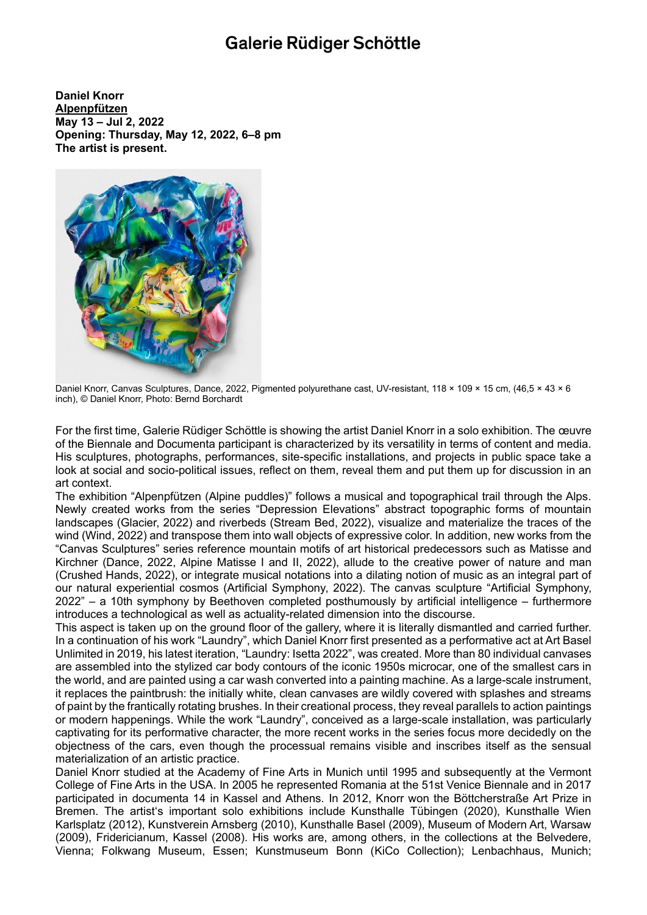# Galerie Rüdiger Schöttle

**Daniel Knorr**
**Alpenpfützen**
**May 13 – Jul 2, 2022**
**Opening: Thursday, May 12, 2022, 6–8 pm**
**The artist is present.**

Daniel Knorr, Canvas Sculptures, Dance, 2022, Pigmented polyurethane cast, UV-resistant, 118 × 109 × 15 cm, (46,5 × 43 × 6 inch), © Daniel Knorr, Photo: Bernd Borchardt

For the first time, Galerie Rüdiger Schöttle is showing the artist Daniel Knorr in a solo exhibition. The œuvre of the Biennale and Documenta participant is characterized by its versatility in terms of content and media. His sculptures, photographs, performances, site-specific installations, and projects in public space take a look at social and socio-political issues, reflect on them, reveal them and put them up for discussion in an art context.

The exhibition "Alpenpfützen (Alpine puddles)" follows a musical and topographical trail through the Alps. Newly created works from the series "Depression Elevations" abstract topographic forms of mountain landscapes (Glacier, 2022) and riverbeds (Stream Bed, 2022), visualize and materialize the traces of the wind (Wind, 2022) and transpose them into wall objects of expressive color. In addition, new works from the "Canvas Sculptures" series reference mountain motifs of art historical predecessors such as Matisse and Kirchner (Dance, 2022, Alpine Matisse I and II, 2022), allude to the creative power of nature and man (Crushed Hands, 2022), or integrate musical notations into a dilating notion of music as an integral part of our natural experiential cosmos (Artificial Symphony, 2022). The canvas sculpture "Artificial Symphony, 2022" – a 10th symphony by Beethoven completed posthumously by artificial intelligence – furthermore introduces a technological as well as actuality-related dimension into the discourse.

This aspect is taken up on the ground floor of the gallery, where it is literally dismantled and carried further. In a continuation of his work "Laundry", which Daniel Knorr first presented as a performative act at Art Basel Unlimited in 2019, his latest iteration, "Laundry: Isetta 2022", was created. More than 80 individual canvases are assembled into the stylized car body contours of the iconic 1950s microcar, one of the smallest cars in the world, and are painted using a car wash converted into a painting machine. As a large-scale instrument, it replaces the paintbrush: the initially white, clean canvases are wildly covered with splashes and streams of paint by the frantically rotating brushes. In their creational process, they reveal parallels to action paintings or modern happenings. While the work "Laundry", conceived as a large-scale installation, was particularly captivating for its performative character, the more recent works in the series focus more decidedly on the objectness of the cars, even though the processual remains visible and inscribes itself as the sensual materialization of an artistic practice.

Daniel Knorr studied at the Academy of Fine Arts in Munich until 1995 and subsequently at the Vermont College of Fine Arts in the USA. In 2005 he represented Romania at the 51st Venice Biennale and in 2017 participated in documenta 14 in Kassel and Athens. In 2012, Knorr won the Böttcherstraße Art Prize in Bremen. The artist's important solo exhibitions include Kunsthalle Tübingen (2020), Kunsthalle Wien Karlsplatz (2012), Kunstverein Arnsberg (2010), Kunsthalle Basel (2009), Museum of Modern Art, Warsaw (2009), Fridericianum, Kassel (2008). His works are, among others, in the collections at the Belvedere, Vienna; Folkwang Museum, Essen; Kunstmuseum Bonn (KiCo Collection); Lenbachhaus, Munich;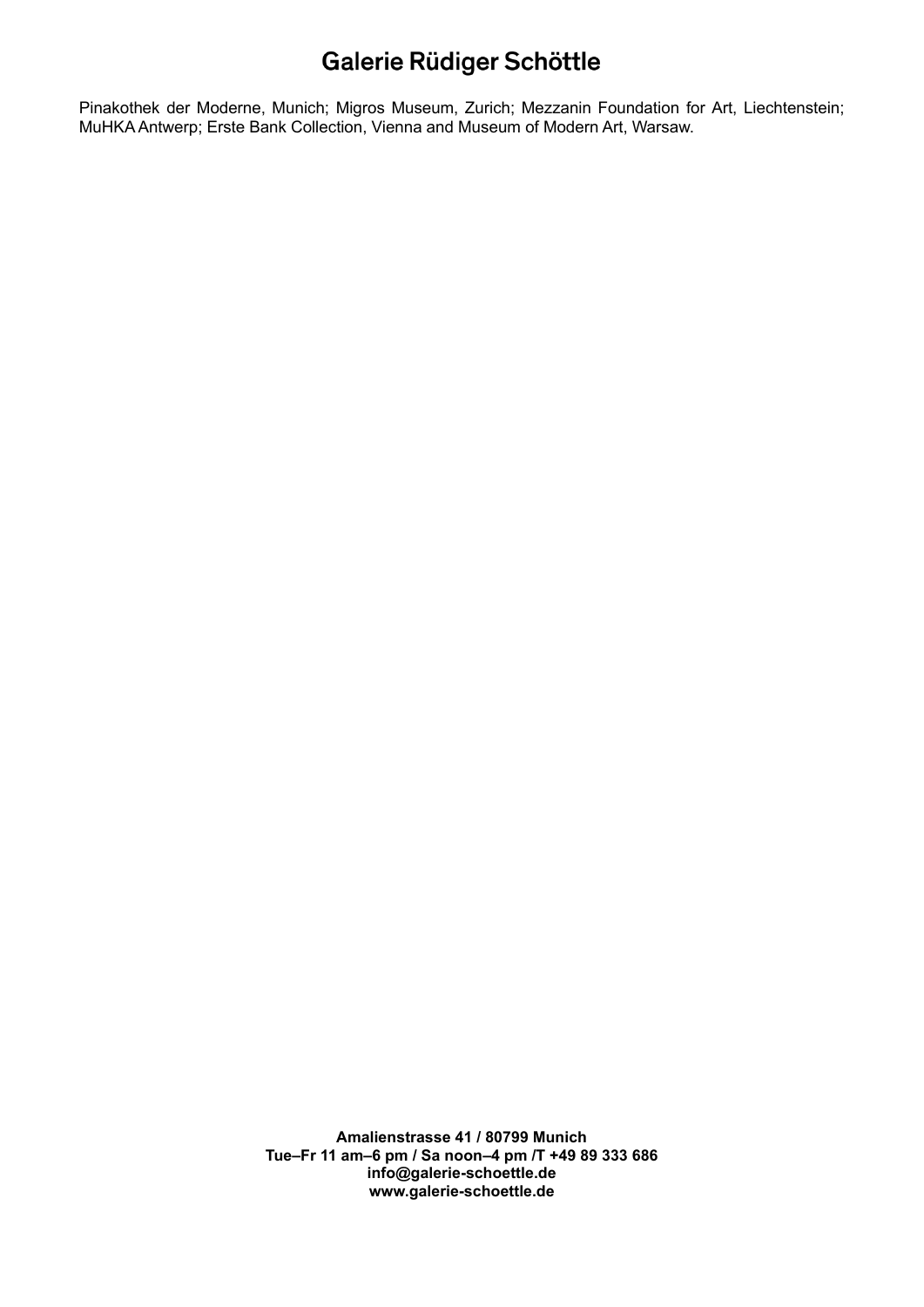Pinakothek der Moderne, Munich; Migros Museum, Zurich; Mezzanin Foundation for Art, Liechtenstein; MuHKA Antwerp; Erste Bank Collection, Vienna and Museum of Modern Art, Warsaw.